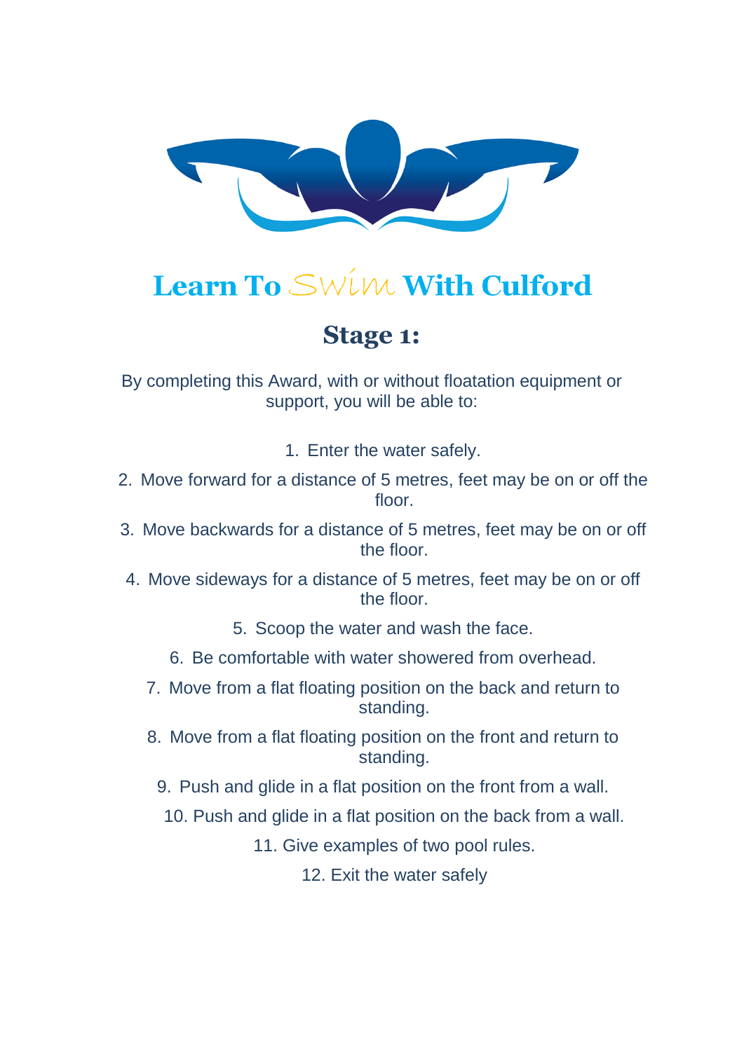# Learn To Swim With Culford

## Stage 1:

By completing this Award, with or without floatation equipment or support, you will be able to:

1. Enter the water safely.
2. Move forward for a distance of 5 metres, feet may be on or off the floor.
3. Move backwards for a distance of 5 metres, feet may be on or off the floor.
4. Move sideways for a distance of 5 metres, feet may be on or off the floor.
5. Scoop the water and wash the face.
6. Be comfortable with water showered from overhead.
7. Move from a flat floating position on the back and return to standing.
8. Move from a flat floating position on the front and return to standing.
9. Push and glide in a flat position on the front from a wall.
10. Push and glide in a flat position on the back from a wall.
11. Give examples of two pool rules.
12. Exit the water safely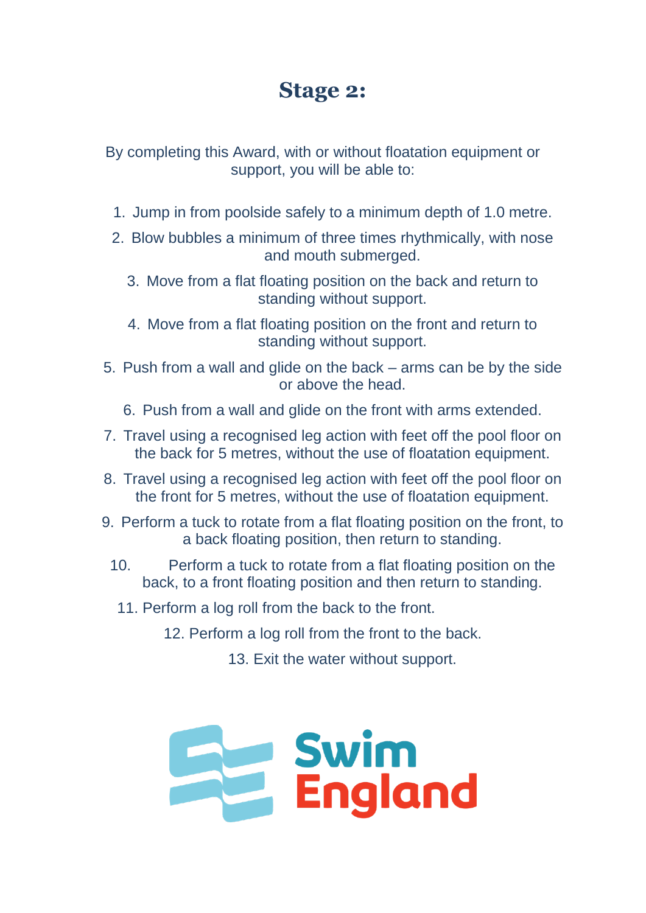# Stage 2:

By completing this Award, with or without floatation equipment or support, you will be able to:

1. Jump in from poolside safely to a minimum depth of 1.0 metre.
2. Blow bubbles a minimum of three times rhythmically, with nose and mouth submerged.
3. Move from a flat floating position on the back and return to standing without support.
4. Move from a flat floating position on the front and return to standing without support.
5. Push from a wall and glide on the back – arms can be by the side or above the head.
6. Push from a wall and glide on the front with arms extended.
7. Travel using a recognised leg action with feet off the pool floor on the back for 5 metres, without the use of floatation equipment.
8. Travel using a recognised leg action with feet off the pool floor on the front for 5 metres, without the use of floatation equipment.
9. Perform a tuck to rotate from a flat floating position on the front, to a back floating position, then return to standing.
10. Perform a tuck to rotate from a flat floating position on the back, to a front floating position and then return to standing.
11. Perform a log roll from the back to the front.
12. Perform a log roll from the front to the back.
13. Exit the water without support.

Swim England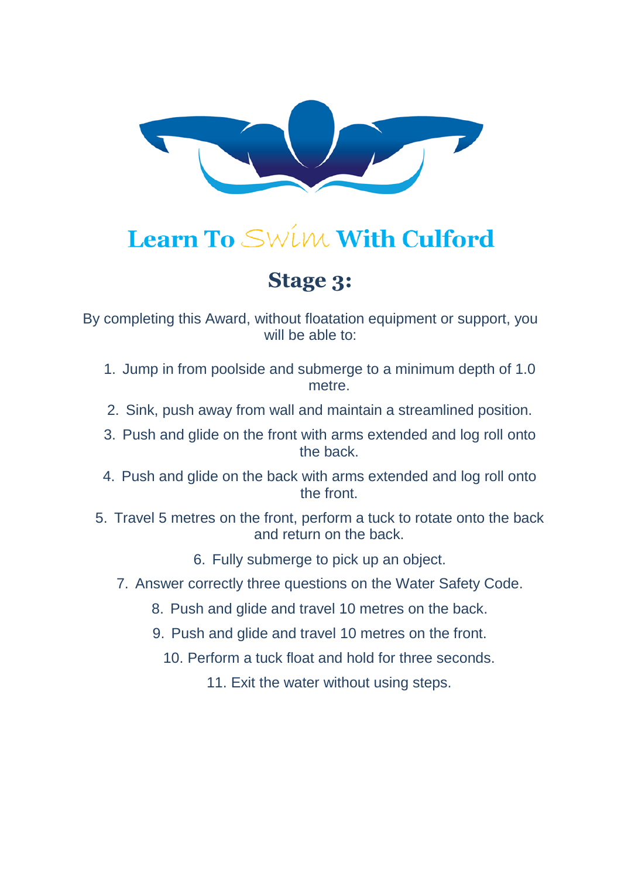# Learn To Swim With Culford

## Stage 3:

By completing this Award, without floatation equipment or support, you will be able to:

1. Jump in from poolside and submerge to a minimum depth of 1.0 metre.
2. Sink, push away from wall and maintain a streamlined position.
3. Push and glide on the front with arms extended and log roll onto the back.
4. Push and glide on the back with arms extended and log roll onto the front.
5. Travel 5 metres on the front, perform a tuck to rotate onto the back and return on the back.
6. Fully submerge to pick up an object.
7. Answer correctly three questions on the Water Safety Code.
8. Push and glide and travel 10 metres on the back.
9. Push and glide and travel 10 metres on the front.
10. Perform a tuck float and hold for three seconds.
11. Exit the water without using steps.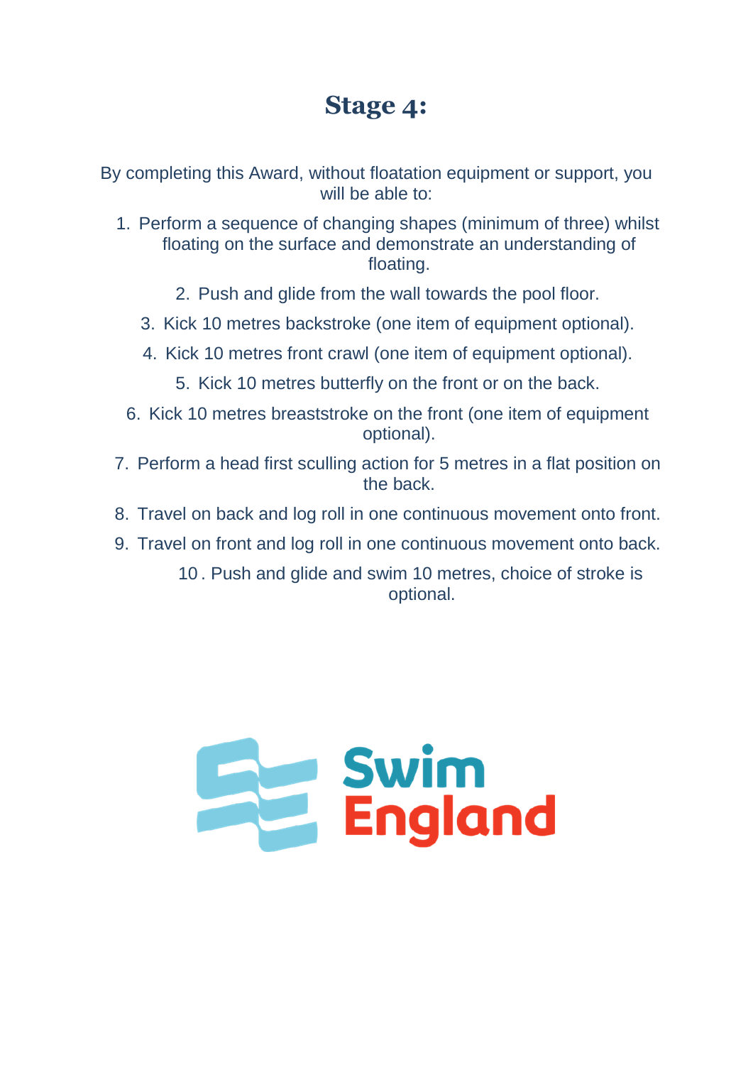# Stage 4:

By completing this Award, without floatation equipment or support, you will be able to:

1. Perform a sequence of changing shapes (minimum of three) whilst floating on the surface and demonstrate an understanding of floating.
2. Push and glide from the wall towards the pool floor.
3. Kick 10 metres backstroke (one item of equipment optional).
4. Kick 10 metres front crawl (one item of equipment optional).
5. Kick 10 metres butterfly on the front or on the back.
6. Kick 10 metres breaststroke on the front (one item of equipment optional).
7. Perform a head first sculling action for 5 metres in a flat position on the back.
8. Travel on back and log roll in one continuous movement onto front.
9. Travel on front and log roll in one continuous movement onto back.
10. Push and glide and swim 10 metres, choice of stroke is optional.

Swim England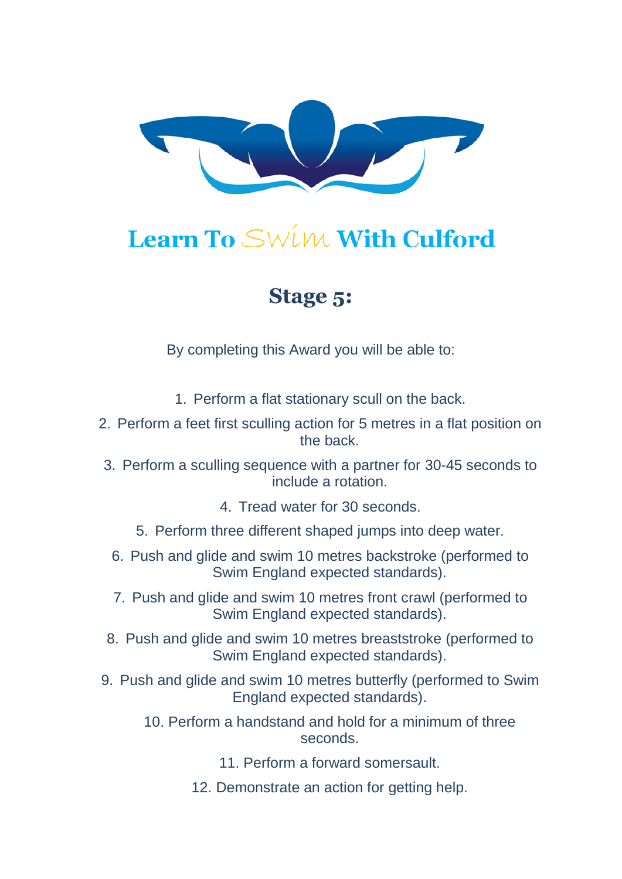# Learn To Swim With Culford

## Stage 5:

By completing this Award you will be able to:

1. Perform a flat stationary scull on the back.
2. Perform a feet first sculling action for 5 metres in a flat position on the back.
3. Perform a sculling sequence with a partner for 30-45 seconds to include a rotation.
4. Tread water for 30 seconds.
5. Perform three different shaped jumps into deep water.
6. Push and glide and swim 10 metres backstroke (performed to Swim England expected standards).
7. Push and glide and swim 10 metres front crawl (performed to Swim England expected standards).
8. Push and glide and swim 10 metres breaststroke (performed to Swim England expected standards).
9. Push and glide and swim 10 metres butterfly (performed to Swim England expected standards).
10. Perform a handstand and hold for a minimum of three seconds.
11. Perform a forward somersault.
12. Demonstrate an action for getting help.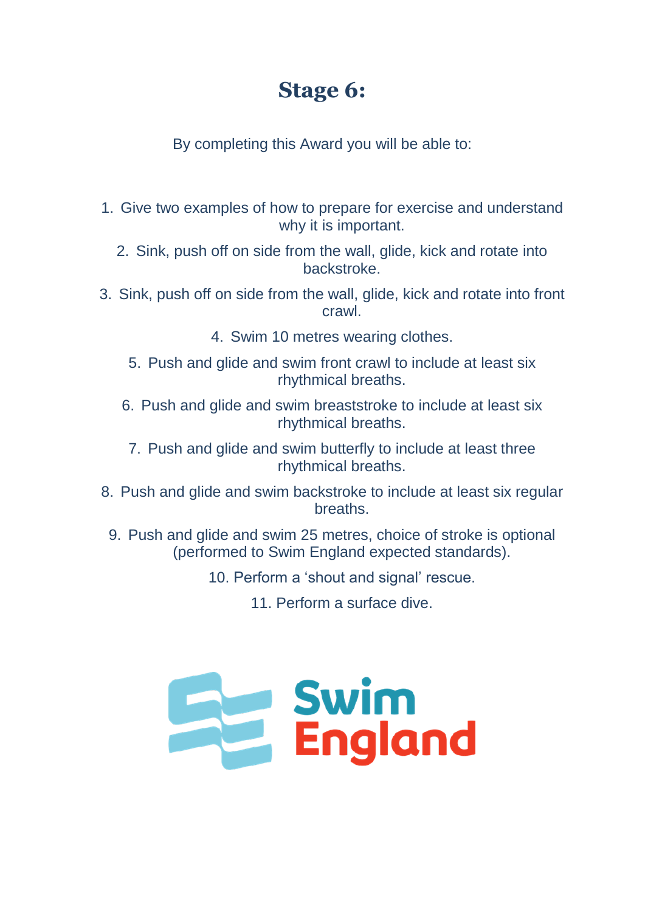# Stage 6:

By completing this Award you will be able to:

1. Give two examples of how to prepare for exercise and understand why it is important.
2. Sink, push off on side from the wall, glide, kick and rotate into backstroke.
3. Sink, push off on side from the wall, glide, kick and rotate into front crawl.
4. Swim 10 metres wearing clothes.
5. Push and glide and swim front crawl to include at least six rhythmical breaths.
6. Push and glide and swim breaststroke to include at least six rhythmical breaths.
7. Push and glide and swim butterfly to include at least three rhythmical breaths.
8. Push and glide and swim backstroke to include at least six regular breaths.
9. Push and glide and swim 25 metres, choice of stroke is optional (performed to Swim England expected standards).
10. Perform a 'shout and signal' rescue.
11. Perform a surface dive.

Swim England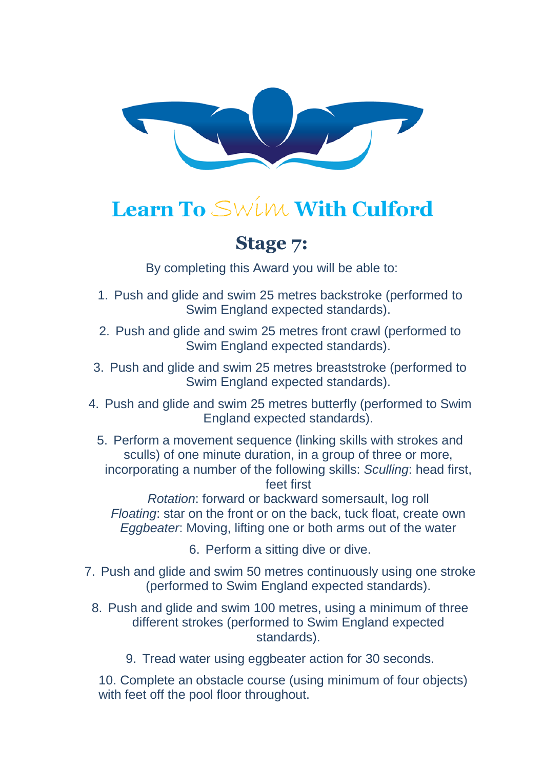# Learn To Swim With Culford

## Stage 7:

By completing this Award you will be able to:

1. Push and glide and swim 25 metres backstroke (performed to Swim England expected standards).
2. Push and glide and swim 25 metres front crawl (performed to Swim England expected standards).
3. Push and glide and swim 25 metres breaststroke (performed to Swim England expected standards).
4. Push and glide and swim 25 metres butterfly (performed to Swim England expected standards).
5. Perform a movement sequence (linking skills with strokes and sculls) of one minute duration, in a group of three or more, incorporating a number of the following skills: *Sculling*: head first, feet first
   *Rotation*: forward or backward somersault, log roll
   *Floating*: star on the front or on the back, tuck float, create own
   *Eggbeater*: Moving, lifting one or both arms out of the water
6. Perform a sitting dive or dive.
7. Push and glide and swim 50 metres continuously using one stroke (performed to Swim England expected standards).
8. Push and glide and swim 100 metres, using a minimum of three different strokes (performed to Swim England expected standards).
9. Tread water using eggbeater action for 30 seconds.
10. Complete an obstacle course (using minimum of four objects) with feet off the pool floor throughout.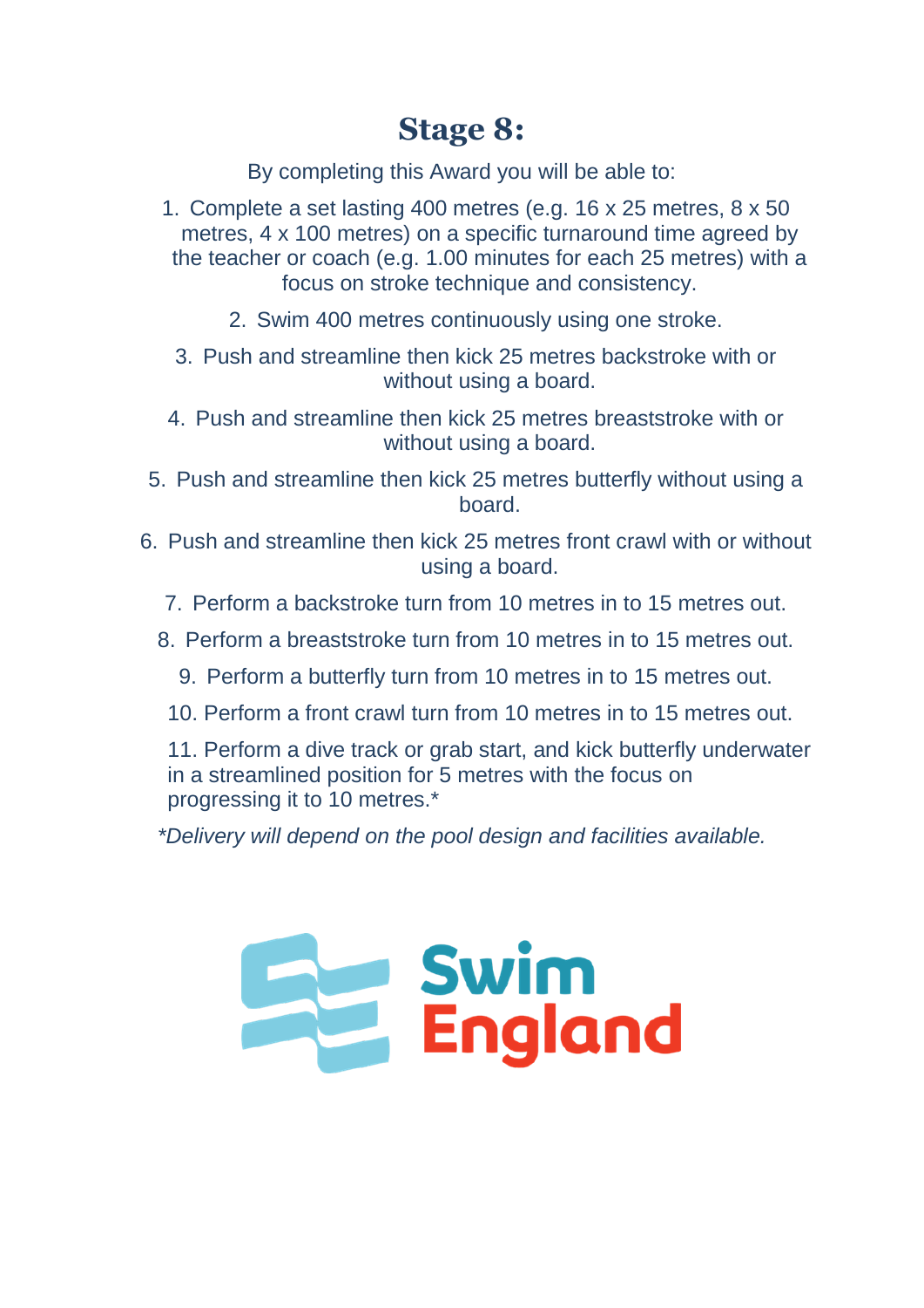# Stage 8:

By completing this Award you will be able to:

1. Complete a set lasting 400 metres (e.g. 16 x 25 metres, 8 x 50 metres, 4 x 100 metres) on a specific turnaround time agreed by the teacher or coach (e.g. 1.00 minutes for each 25 metres) with a focus on stroke technique and consistency.
2. Swim 400 metres continuously using one stroke.
3. Push and streamline then kick 25 metres backstroke with or without using a board.
4. Push and streamline then kick 25 metres breaststroke with or without using a board.
5. Push and streamline then kick 25 metres butterfly without using a board.
6. Push and streamline then kick 25 metres front crawl with or without using a board.
7. Perform a backstroke turn from 10 metres in to 15 metres out.
8. Perform a breaststroke turn from 10 metres in to 15 metres out.
9. Perform a butterfly turn from 10 metres in to 15 metres out.
10. Perform a front crawl turn from 10 metres in to 15 metres out.
11. Perform a dive track or grab start, and kick butterfly underwater in a streamlined position for 5 metres with the focus on progressing it to 10 metres.*

*\*Delivery will depend on the pool design and facilities available.*

Swim England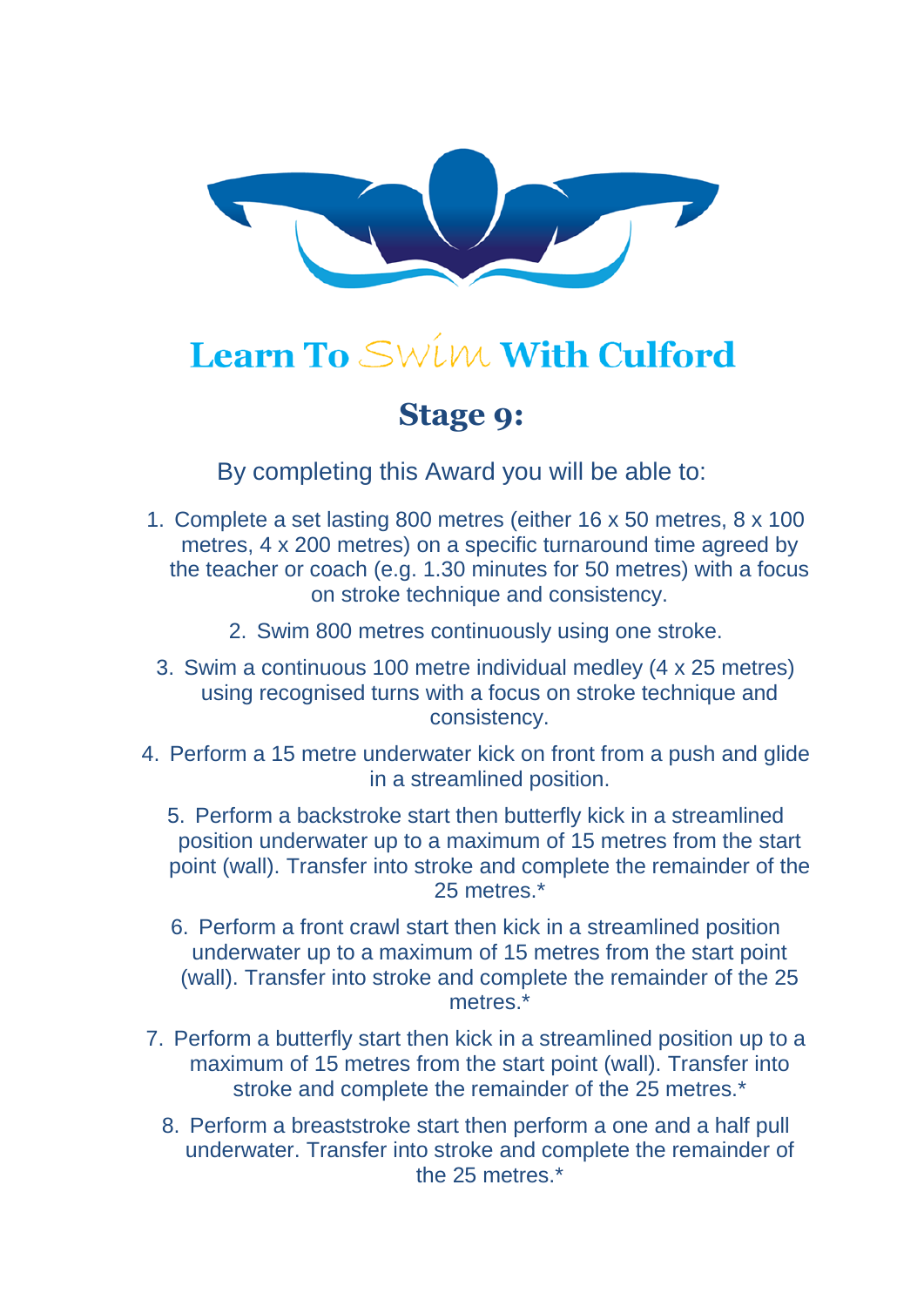# Learn To Swim With Culford

## Stage 9:

By completing this Award you will be able to:

1. Complete a set lasting 800 metres (either 16 x 50 metres, 8 x 100 metres, 4 x 200 metres) on a specific turnaround time agreed by the teacher or coach (e.g. 1.30 minutes for 50 metres) with a focus on stroke technique and consistency.
2. Swim 800 metres continuously using one stroke.
3. Swim a continuous 100 metre individual medley (4 x 25 metres) using recognised turns with a focus on stroke technique and consistency.
4. Perform a 15 metre underwater kick on front from a push and glide in a streamlined position.
5. Perform a backstroke start then butterfly kick in a streamlined position underwater up to a maximum of 15 metres from the start point (wall). Transfer into stroke and complete the remainder of the 25 metres.*
6. Perform a front crawl start then kick in a streamlined position underwater up to a maximum of 15 metres from the start point (wall). Transfer into stroke and complete the remainder of the 25 metres.*
7. Perform a butterfly start then kick in a streamlined position up to a maximum of 15 metres from the start point (wall). Transfer into stroke and complete the remainder of the 25 metres.*
8. Perform a breaststroke start then perform a one and a half pull underwater. Transfer into stroke and complete the remainder of the 25 metres.*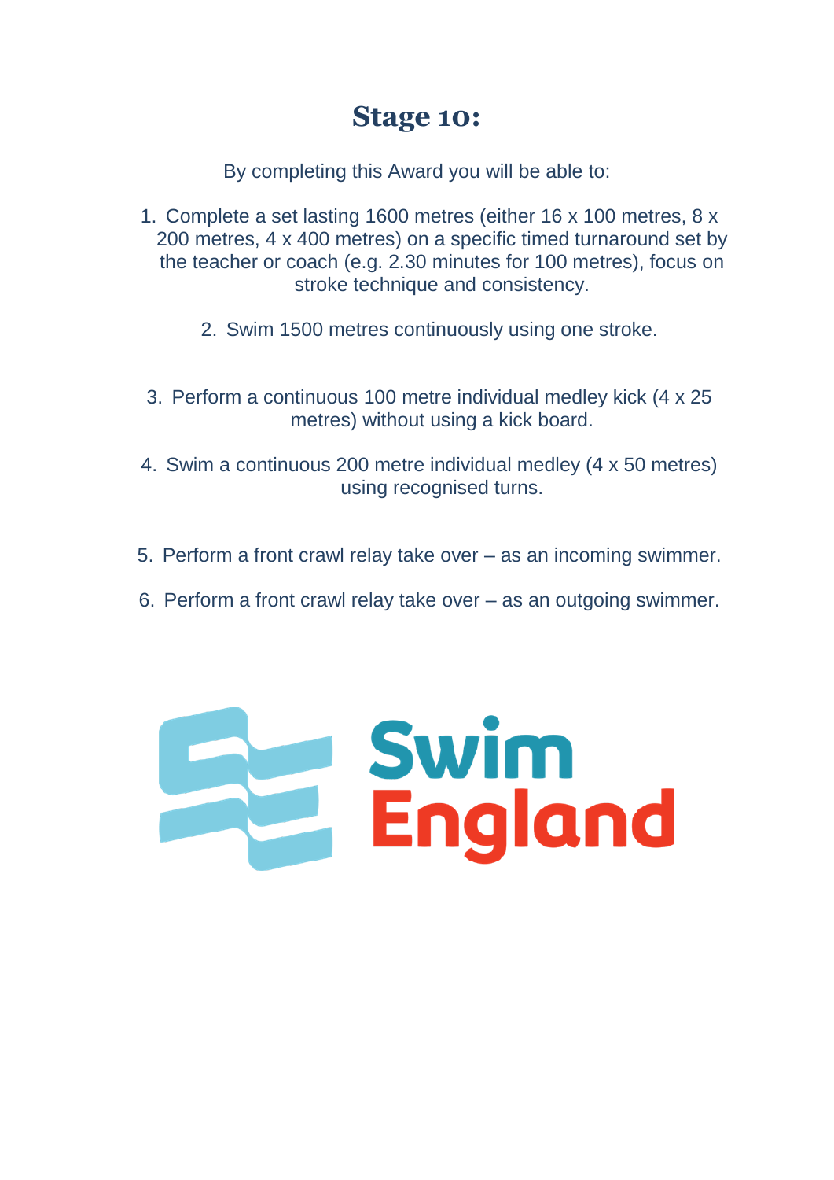# Stage 10:

By completing this Award you will be able to:

1. Complete a set lasting 1600 metres (either 16 x 100 metres, 8 x 200 metres, 4 x 400 metres) on a specific timed turnaround set by the teacher or coach (e.g. 2.30 minutes for 100 metres), focus on stroke technique and consistency.
2. Swim 1500 metres continuously using one stroke.
3. Perform a continuous 100 metre individual medley kick (4 x 25 metres) without using a kick board.
4. Swim a continuous 200 metre individual medley (4 x 50 metres) using recognised turns.
5. Perform a front crawl relay take over – as an incoming swimmer.
6. Perform a front crawl relay take over – as an outgoing swimmer.

Swim England